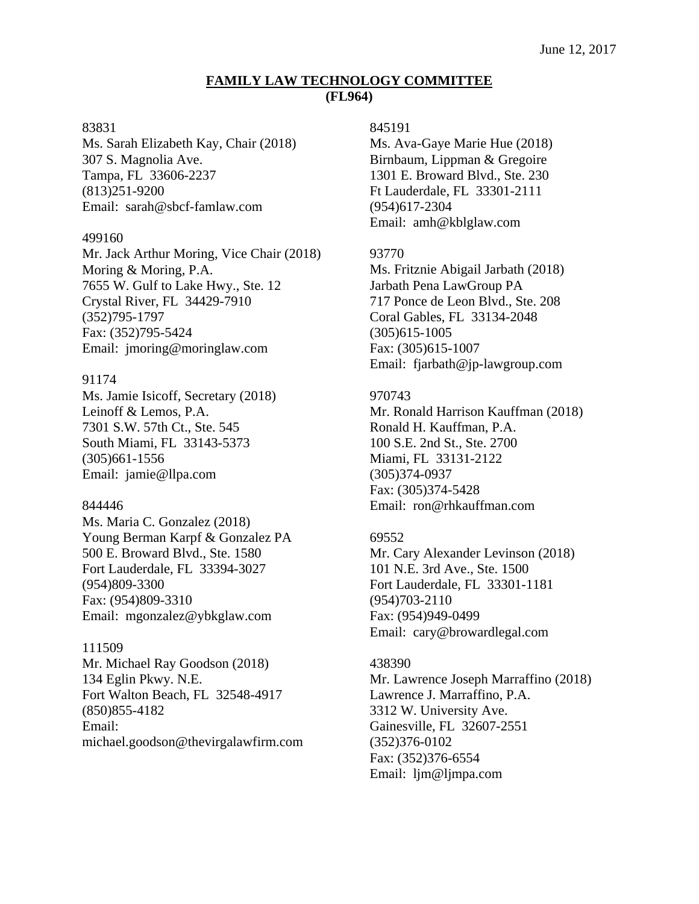June 12, 2017

**FAMILY LAW TECHNOLOGY COMMITTEE**
**(FL964)**

83831
Ms. Sarah Elizabeth Kay, Chair (2018)
307 S. Magnolia Ave.
Tampa, FL 33606-2237
(813)251-9200
Email: sarah@sbcf-famlaw.com

499160
Mr. Jack Arthur Moring, Vice Chair (2018)
Moring & Moring, P.A.
7655 W. Gulf to Lake Hwy., Ste. 12
Crystal River, FL 34429-7910
(352)795-1797
Fax: (352)795-5424
Email: jmoring@moringlaw.com

91174
Ms. Jamie Isicoff, Secretary (2018)
Leinoff & Lemos, P.A.
7301 S.W. 57th Ct., Ste. 545
South Miami, FL 33143-5373
(305)661-1556
Email: jamie@llpa.com

844446
Ms. Maria C. Gonzalez (2018)
Young Berman Karpf & Gonzalez PA
500 E. Broward Blvd., Ste. 1580
Fort Lauderdale, FL 33394-3027
(954)809-3300
Fax: (954)809-3310
Email: mgonzalez@ybkglaw.com

111509
Mr. Michael Ray Goodson (2018)
134 Eglin Pkwy. N.E.
Fort Walton Beach, FL 32548-4917
(850)855-4182
Email:
michael.goodson@thevirgalawfirm.com

845191
Ms. Ava-Gaye Marie Hue (2018)
Birnbaum, Lippman & Gregoire
1301 E. Broward Blvd., Ste. 230
Ft Lauderdale, FL 33301-2111
(954)617-2304
Email: amh@kblglaw.com

93770
Ms. Fritznie Abigail Jarbath (2018)
Jarbath Pena LawGroup PA
717 Ponce de Leon Blvd., Ste. 208
Coral Gables, FL 33134-2048
(305)615-1005
Fax: (305)615-1007
Email: fjarbath@jp-lawgroup.com

970743
Mr. Ronald Harrison Kauffman (2018)
Ronald H. Kauffman, P.A.
100 S.E. 2nd St., Ste. 2700
Miami, FL 33131-2122
(305)374-0937
Fax: (305)374-5428
Email: ron@rhkauffman.com

69552
Mr. Cary Alexander Levinson (2018)
101 N.E. 3rd Ave., Ste. 1500
Fort Lauderdale, FL 33301-1181
(954)703-2110
Fax: (954)949-0499
Email: cary@browardlegal.com

438390
Mr. Lawrence Joseph Marraffino (2018)
Lawrence J. Marraffino, P.A.
3312 W. University Ave.
Gainesville, FL 32607-2551
(352)376-0102
Fax: (352)376-6554
Email: ljm@ljmpa.com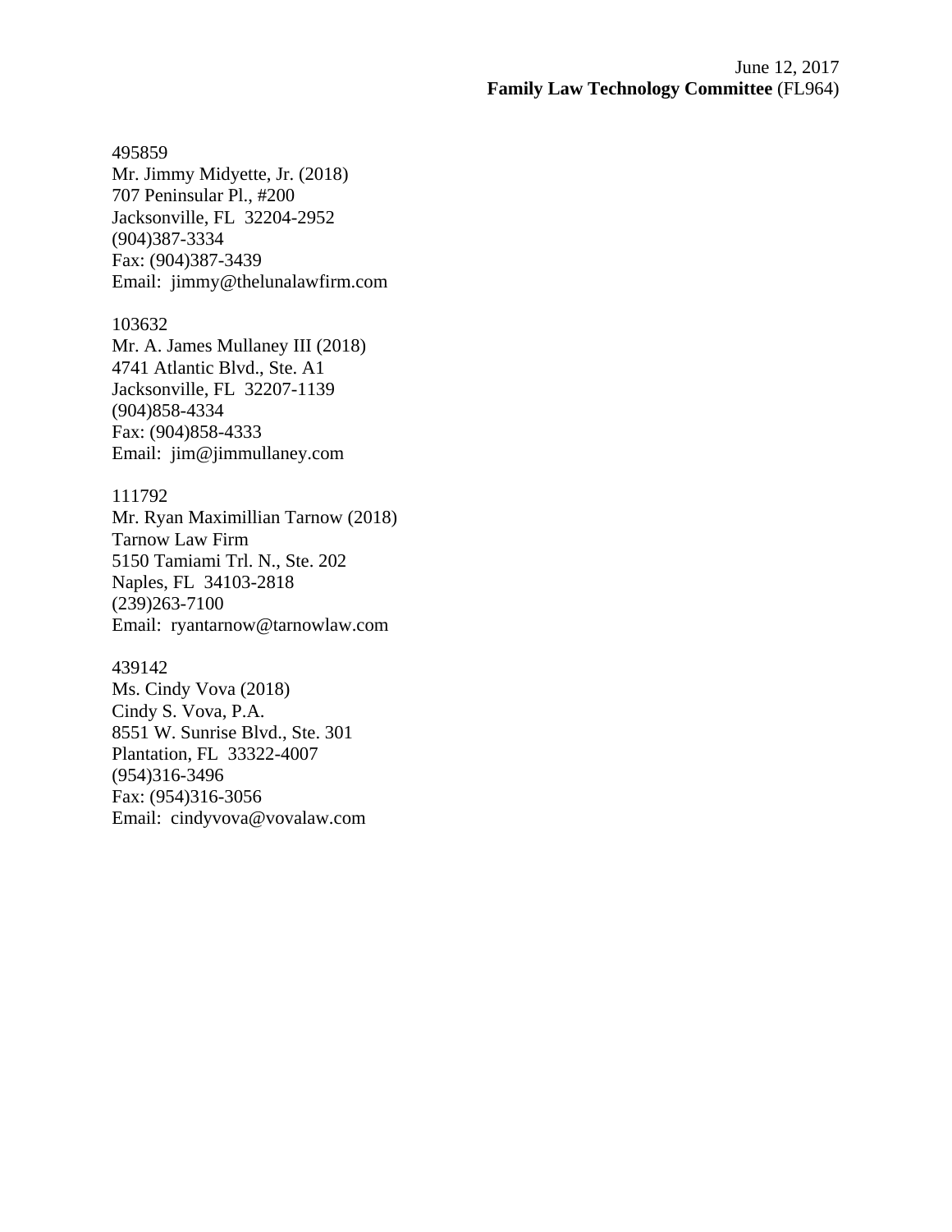June 12, 2017
**Family Law Technology Committee** (FL964)

495859
Mr. Jimmy Midyette, Jr. (2018)
707 Peninsular Pl., #200
Jacksonville, FL 32204-2952
(904)387-3334
Fax: (904)387-3439
Email: jimmy@thelunalawfirm.com

103632
Mr. A. James Mullaney III (2018)
4741 Atlantic Blvd., Ste. A1
Jacksonville, FL 32207-1139
(904)858-4334
Fax: (904)858-4333
Email: jim@jimmullaney.com

111792
Mr. Ryan Maximillian Tarnow (2018)
Tarnow Law Firm
5150 Tamiami Trl. N., Ste. 202
Naples, FL 34103-2818
(239)263-7100
Email: ryantarnow@tarnowlaw.com

439142
Ms. Cindy Vova (2018)
Cindy S. Vova, P.A.
8551 W. Sunrise Blvd., Ste. 301
Plantation, FL 33322-4007
(954)316-3496
Fax: (954)316-3056
Email: cindyvova@vovalaw.com